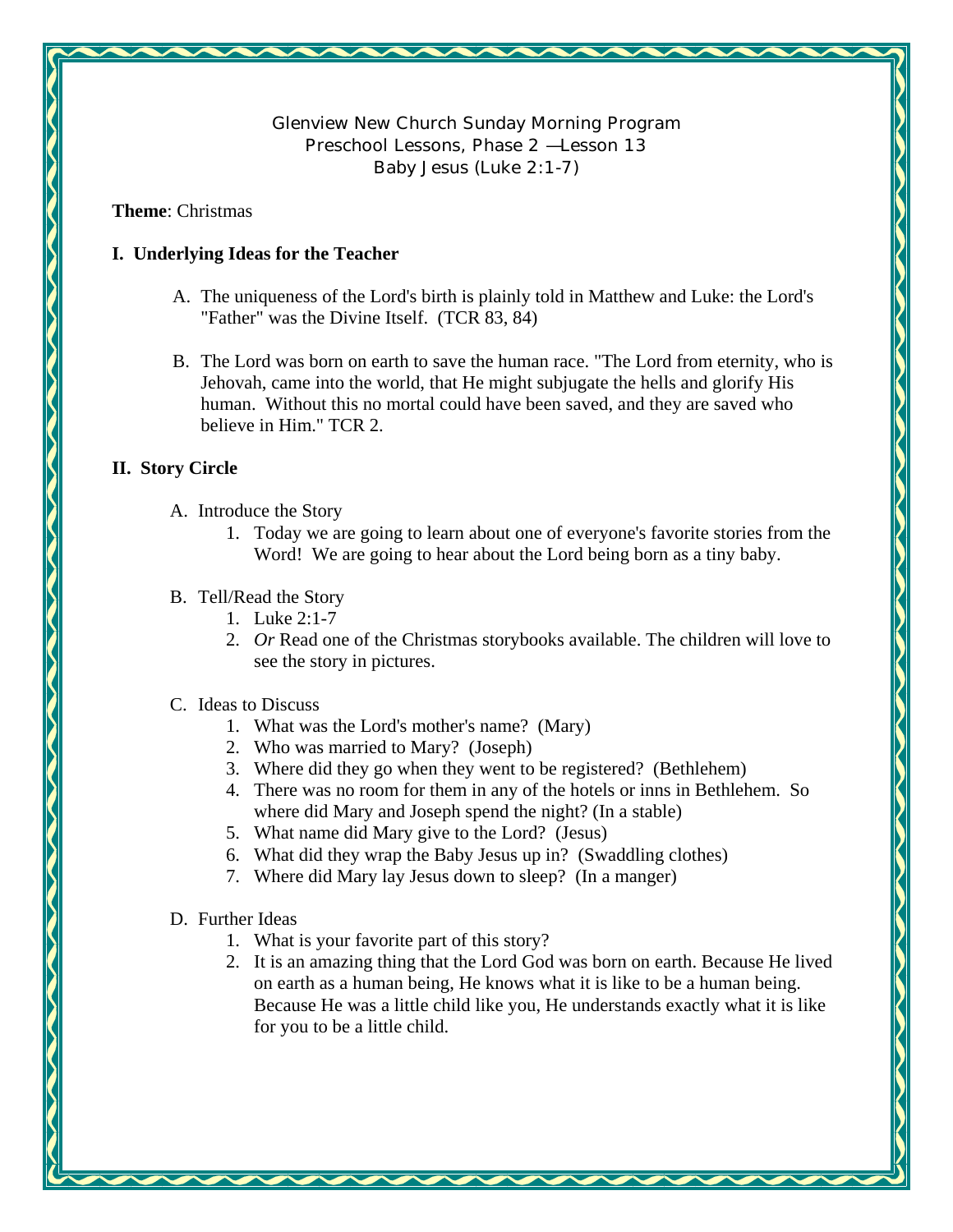Glenview New Church Sunday Morning Program
Preschool Lessons, Phase 2 —Lesson 13
Baby Jesus (Luke 2:1-7)

**Theme**: Christmas

## I. Underlying Ideas for the Teacher

A. The uniqueness of the Lord's birth is plainly told in Matthew and Luke: the Lord's "Father" was the Divine Itself. (TCR 83, 84)

B. The Lord was born on earth to save the human race. "The Lord from eternity, who is Jehovah, came into the world, that He might subjugate the hells and glorify His human. Without this no mortal could have been saved, and they are saved who believe in Him." TCR 2.

## II. Story Circle

A. Introduce the Story

1. Today we are going to learn about one of everyone's favorite stories from the Word! We are going to hear about the Lord being born as a tiny baby.

B. Tell/Read the Story

1. Luke 2:1-7
2. *Or* Read one of the Christmas storybooks available. The children will love to see the story in pictures.

C. Ideas to Discuss

1. What was the Lord's mother's name? (Mary)
2. Who was married to Mary? (Joseph)
3. Where did they go when they went to be registered? (Bethlehem)
4. There was no room for them in any of the hotels or inns in Bethlehem. So where did Mary and Joseph spend the night? (In a stable)
5. What name did Mary give to the Lord? (Jesus)
6. What did they wrap the Baby Jesus up in? (Swaddling clothes)
7. Where did Mary lay Jesus down to sleep? (In a manger)

D. Further Ideas

1. What is your favorite part of this story?
2. It is an amazing thing that the Lord God was born on earth. Because He lived on earth as a human being, He knows what it is like to be a human being. Because He was a little child like you, He understands exactly what it is like for you to be a little child.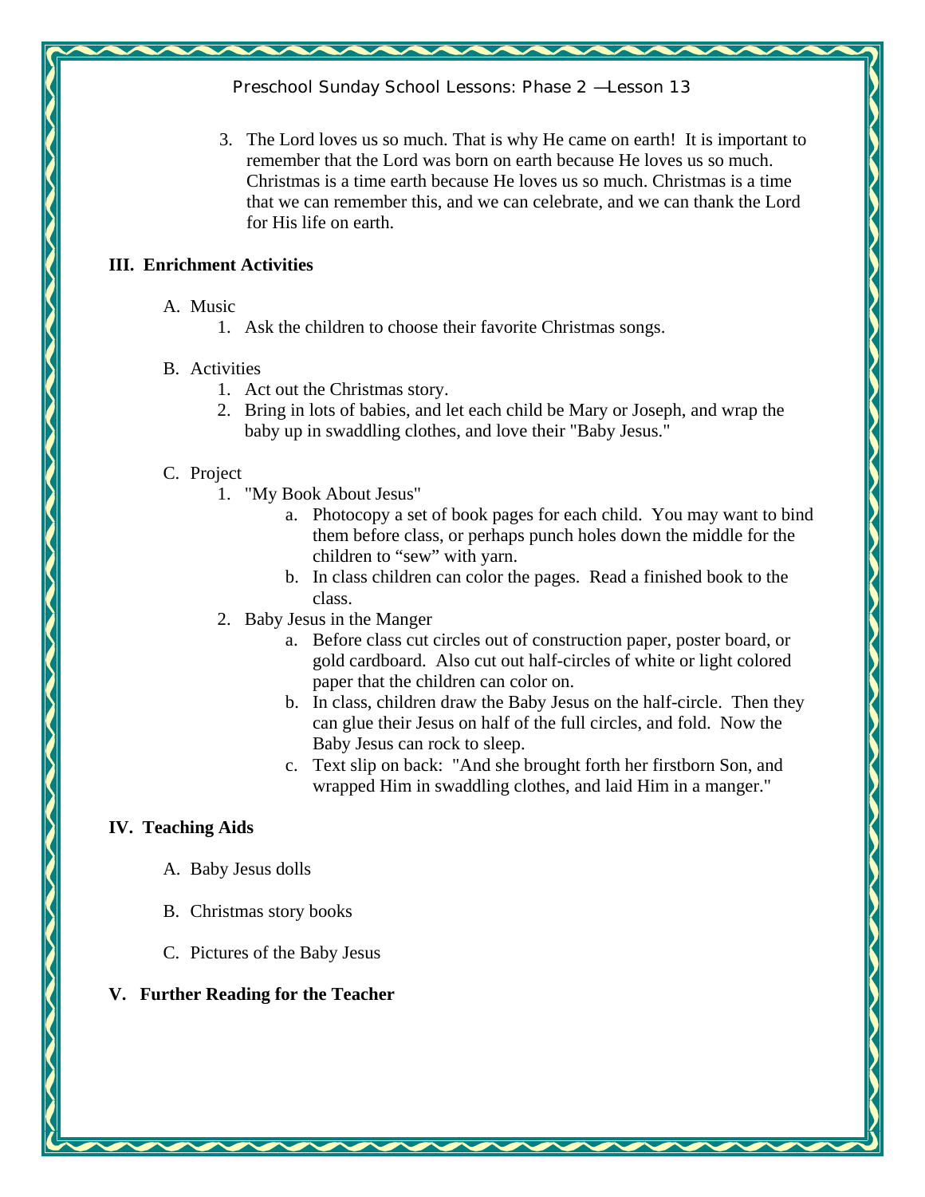3. The Lord loves us so much. That is why He came on earth! It is important to remember that the Lord was born on earth because He loves us so much. Christmas is a time earth because He loves us so much. Christmas is a time that we can remember this, and we can celebrate, and we can thank the Lord for His life on earth.

## III. Enrichment Activities

A. Music
   1. Ask the children to choose their favorite Christmas songs.

B. Activities
   1. Act out the Christmas story.
   2. Bring in lots of babies, and let each child be Mary or Joseph, and wrap the baby up in swaddling clothes, and love their "Baby Jesus."

C. Project
   1. "My Book About Jesus"
      a. Photocopy a set of book pages for each child. You may want to bind them before class, or perhaps punch holes down the middle for the children to "sew" with yarn.
      b. In class children can color the pages. Read a finished book to the class.
   2. Baby Jesus in the Manger
      a. Before class cut circles out of construction paper, poster board, or gold cardboard. Also cut out half-circles of white or light colored paper that the children can color on.
      b. In class, children draw the Baby Jesus on the half-circle. Then they can glue their Jesus on half of the full circles, and fold. Now the Baby Jesus can rock to sleep.
      c. Text slip on back: "And she brought forth her firstborn Son, and wrapped Him in swaddling clothes, and laid Him in a manger."

## IV. Teaching Aids

A. Baby Jesus dolls

B. Christmas story books

C. Pictures of the Baby Jesus

## V. Further Reading for the Teacher